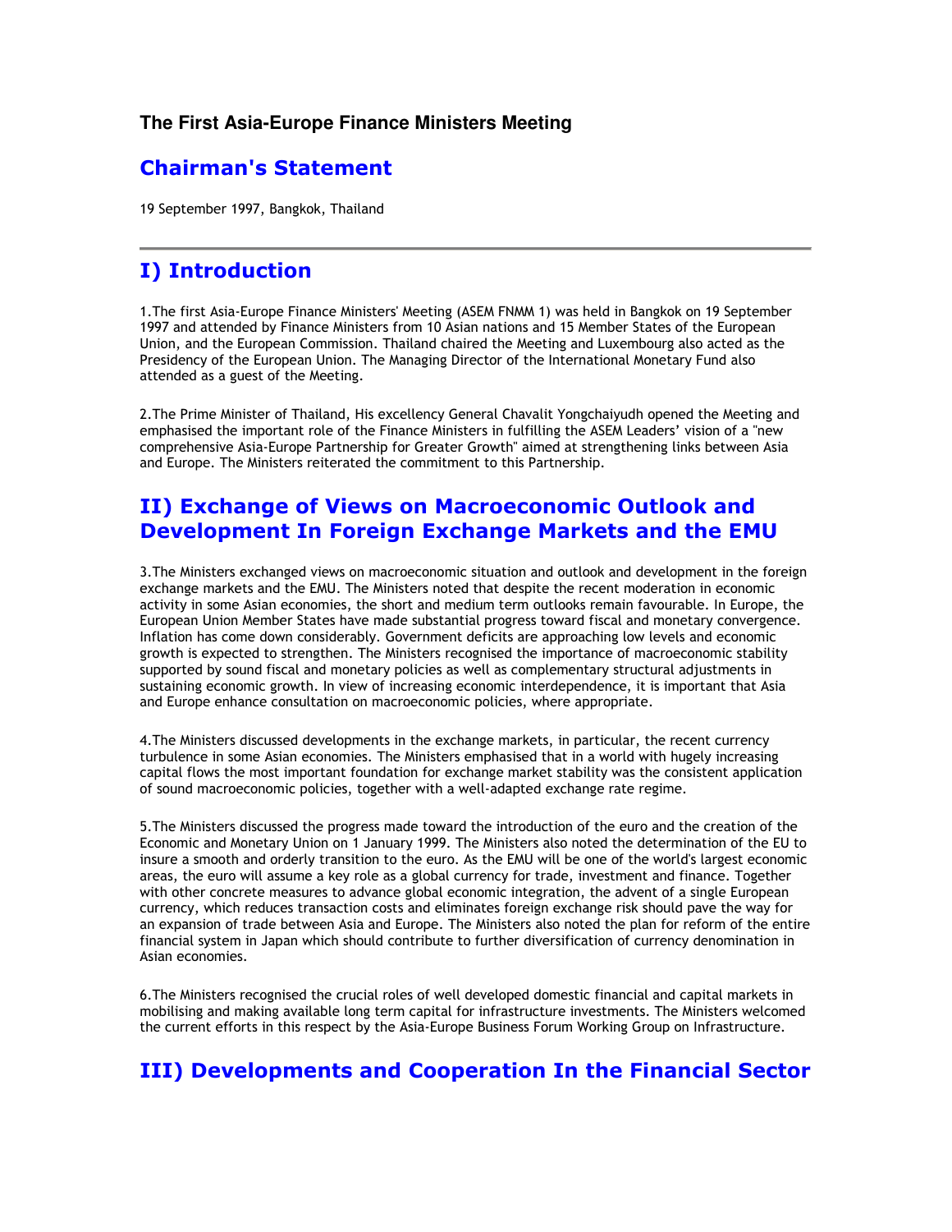### The First Asia-Europe Finance Ministers Meeting

## Chairman's Statement

19 September 1997, Bangkok, Thailand

---

## I) Introduction

1.The first Asia-Europe Finance Ministers' Meeting (ASEM FNMM 1) was held in Bangkok on 19 September 1997 and attended by Finance Ministers from 10 Asian nations and 15 Member States of the European Union, and the European Commission. Thailand chaired the Meeting and Luxembourg also acted as the Presidency of the European Union. The Managing Director of the International Monetary Fund also attended as a guest of the Meeting.

2.The Prime Minister of Thailand, His excellency General Chavalit Yongchaiyudh opened the Meeting and emphasised the important role of the Finance Ministers in fulfilling the ASEM Leaders' vision of a "new comprehensive Asia-Europe Partnership for Greater Growth" aimed at strengthening links between Asia and Europe. The Ministers reiterated the commitment to this Partnership.

## II) Exchange of Views on Macroeconomic Outlook and Development In Foreign Exchange Markets and the EMU

3.The Ministers exchanged views on macroeconomic situation and outlook and development in the foreign exchange markets and the EMU. The Ministers noted that despite the recent moderation in economic activity in some Asian economies, the short and medium term outlooks remain favourable. In Europe, the European Union Member States have made substantial progress toward fiscal and monetary convergence. Inflation has come down considerably. Government deficits are approaching low levels and economic growth is expected to strengthen. The Ministers recognised the importance of macroeconomic stability supported by sound fiscal and monetary policies as well as complementary structural adjustments in sustaining economic growth. In view of increasing economic interdependence, it is important that Asia and Europe enhance consultation on macroeconomic policies, where appropriate.

4.The Ministers discussed developments in the exchange markets, in particular, the recent currency turbulence in some Asian economies. The Ministers emphasised that in a world with hugely increasing capital flows the most important foundation for exchange market stability was the consistent application of sound macroeconomic policies, together with a well-adapted exchange rate regime.

5.The Ministers discussed the progress made toward the introduction of the euro and the creation of the Economic and Monetary Union on 1 January 1999. The Ministers also noted the determination of the EU to insure a smooth and orderly transition to the euro. As the EMU will be one of the world's largest economic areas, the euro will assume a key role as a global currency for trade, investment and finance. Together with other concrete measures to advance global economic integration, the advent of a single European currency, which reduces transaction costs and eliminates foreign exchange risk should pave the way for an expansion of trade between Asia and Europe. The Ministers also noted the plan for reform of the entire financial system in Japan which should contribute to further diversification of currency denomination in Asian economies.

6.The Ministers recognised the crucial roles of well developed domestic financial and capital markets in mobilising and making available long term capital for infrastructure investments. The Ministers welcomed the current efforts in this respect by the Asia-Europe Business Forum Working Group on Infrastructure.

## III) Developments and Cooperation In the Financial Sector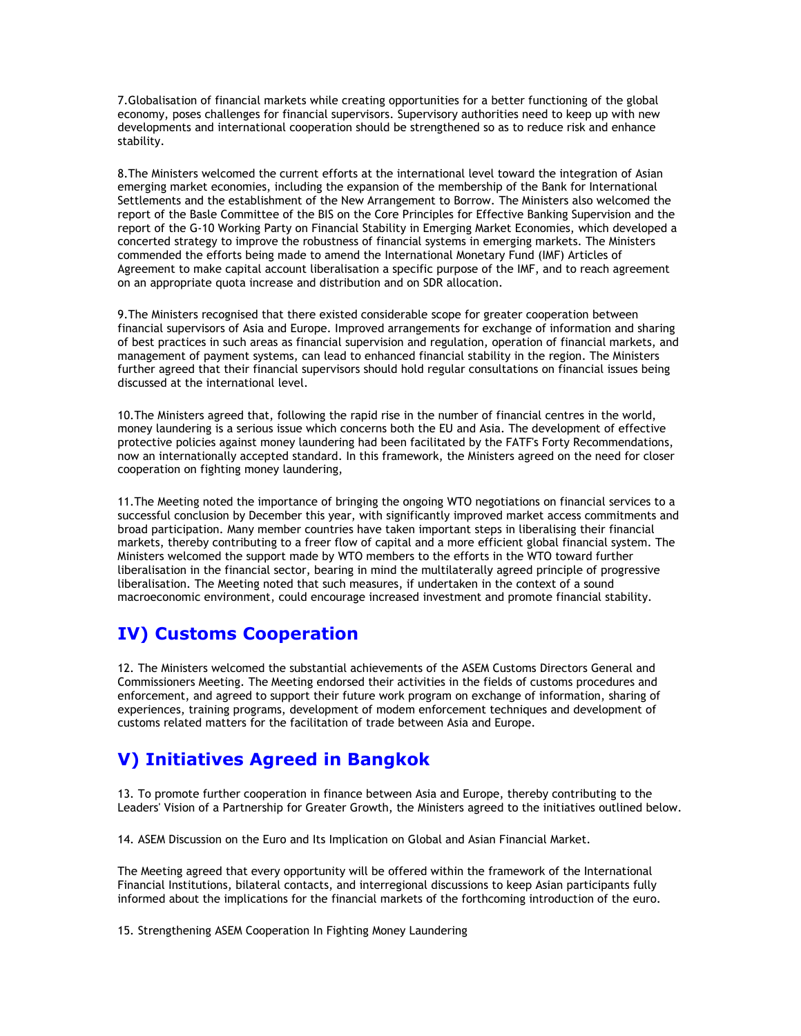7.Globalisation of financial markets while creating opportunities for a better functioning of the global economy, poses challenges for financial supervisors. Supervisory authorities need to keep up with new developments and international cooperation should be strengthened so as to reduce risk and enhance stability.

8.The Ministers welcomed the current efforts at the international level toward the integration of Asian emerging market economies, including the expansion of the membership of the Bank for International Settlements and the establishment of the New Arrangement to Borrow. The Ministers also welcomed the report of the Basle Committee of the BIS on the Core Principles for Effective Banking Supervision and the report of the G-10 Working Party on Financial Stability in Emerging Market Economies, which developed a concerted strategy to improve the robustness of financial systems in emerging markets. The Ministers commended the efforts being made to amend the International Monetary Fund (IMF) Articles of Agreement to make capital account liberalisation a specific purpose of the IMF, and to reach agreement on an appropriate quota increase and distribution and on SDR allocation.

9.The Ministers recognised that there existed considerable scope for greater cooperation between financial supervisors of Asia and Europe. Improved arrangements for exchange of information and sharing of best practices in such areas as financial supervision and regulation, operation of financial markets, and management of payment systems, can lead to enhanced financial stability in the region. The Ministers further agreed that their financial supervisors should hold regular consultations on financial issues being discussed at the international level.

10.The Ministers agreed that, following the rapid rise in the number of financial centres in the world, money laundering is a serious issue which concerns both the EU and Asia. The development of effective protective policies against money laundering had been facilitated by the FATF's Forty Recommendations, now an internationally accepted standard. In this framework, the Ministers agreed on the need for closer cooperation on fighting money laundering,

11.The Meeting noted the importance of bringing the ongoing WTO negotiations on financial services to a successful conclusion by December this year, with significantly improved market access commitments and broad participation. Many member countries have taken important steps in liberalising their financial markets, thereby contributing to a freer flow of capital and a more efficient global financial system. The Ministers welcomed the support made by WTO members to the efforts in the WTO toward further liberalisation in the financial sector, bearing in mind the multilaterally agreed principle of progressive liberalisation. The Meeting noted that such measures, if undertaken in the context of a sound macroeconomic environment, could encourage increased investment and promote financial stability.

## IV) Customs Cooperation

12. The Ministers welcomed the substantial achievements of the ASEM Customs Directors General and Commissioners Meeting. The Meeting endorsed their activities in the fields of customs procedures and enforcement, and agreed to support their future work program on exchange of information, sharing of experiences, training programs, development of modem enforcement techniques and development of customs related matters for the facilitation of trade between Asia and Europe.

## V) Initiatives Agreed in Bangkok

13. To promote further cooperation in finance between Asia and Europe, thereby contributing to the Leaders' Vision of a Partnership for Greater Growth, the Ministers agreed to the initiatives outlined below.

14. ASEM Discussion on the Euro and Its Implication on Global and Asian Financial Market.

The Meeting agreed that every opportunity will be offered within the framework of the International Financial Institutions, bilateral contacts, and interregional discussions to keep Asian participants fully informed about the implications for the financial markets of the forthcoming introduction of the euro.

15. Strengthening ASEM Cooperation In Fighting Money Laundering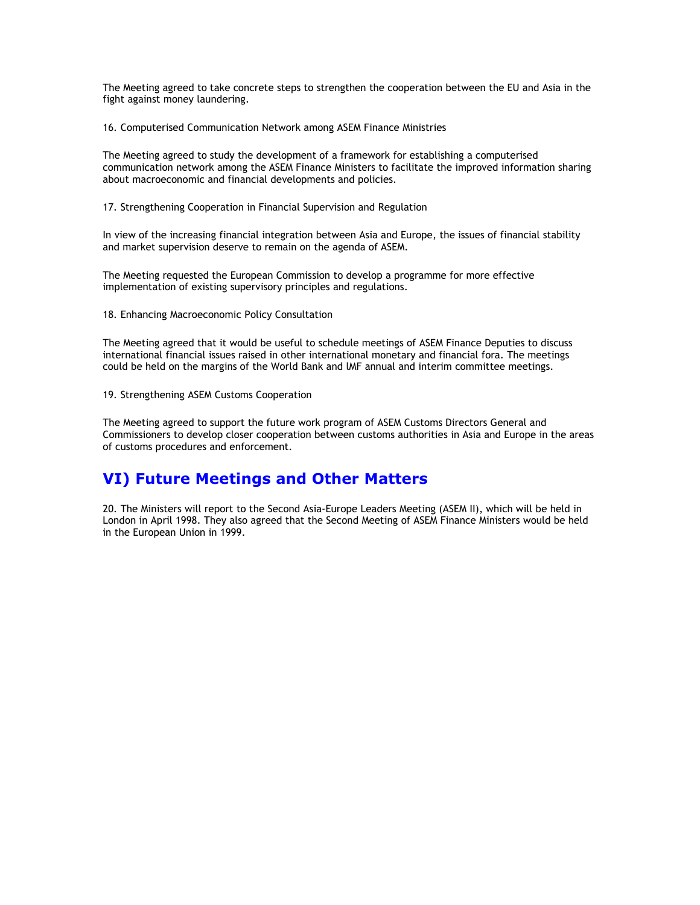The Meeting agreed to take concrete steps to strengthen the cooperation between the EU and Asia in the fight against money laundering.

16. Computerised Communication Network among ASEM Finance Ministries

The Meeting agreed to study the development of a framework for establishing a computerised communication network among the ASEM Finance Ministers to facilitate the improved information sharing about macroeconomic and financial developments and policies.

17. Strengthening Cooperation in Financial Supervision and Regulation

In view of the increasing financial integration between Asia and Europe, the issues of financial stability and market supervision deserve to remain on the agenda of ASEM.

The Meeting requested the European Commission to develop a programme for more effective implementation of existing supervisory principles and regulations.

18. Enhancing Macroeconomic Policy Consultation

The Meeting agreed that it would be useful to schedule meetings of ASEM Finance Deputies to discuss international financial issues raised in other international monetary and financial fora. The meetings could be held on the margins of the World Bank and IMF annual and interim committee meetings.

19. Strengthening ASEM Customs Cooperation

The Meeting agreed to support the future work program of ASEM Customs Directors General and Commissioners to develop closer cooperation between customs authorities in Asia and Europe in the areas of customs procedures and enforcement.

## VI) Future Meetings and Other Matters

20. The Ministers will report to the Second Asia-Europe Leaders Meeting (ASEM II), which will be held in London in April 1998. They also agreed that the Second Meeting of ASEM Finance Ministers would be held in the European Union in 1999.